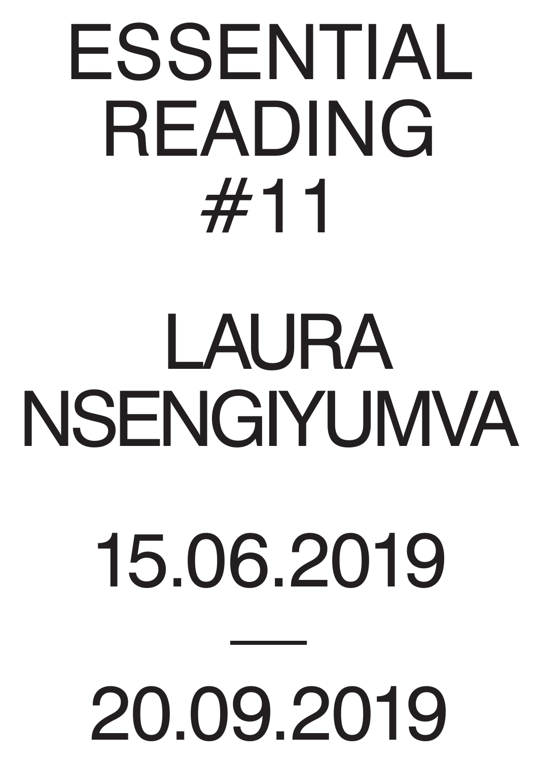# ESSENTIAL READING #11

## LAURA NSENGIYUMVA

15.06.2019

—

20.09.2019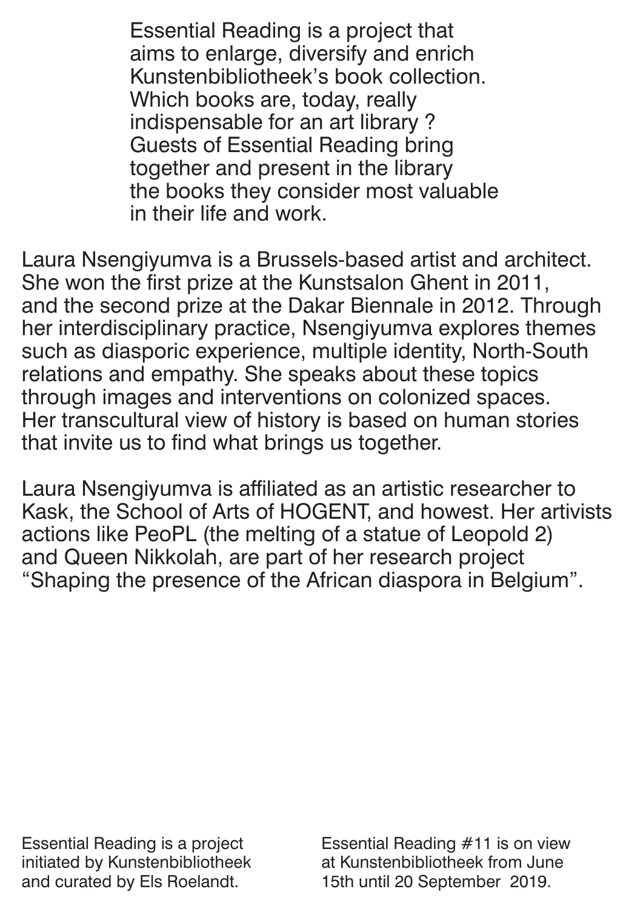Essential Reading is a project that aims to enlarge, diversify and enrich Kunstenbibliotheek's book collection. Which books are, today, really indispensable for an art library ? Guests of Essential Reading bring together and present in the library the books they consider most valuable in their life and work.

Laura Nsengiyumva is a Brussels-based artist and architect. She won the first prize at the Kunstsalon Ghent in 2011, and the second prize at the Dakar Biennale in 2012. Through her interdisciplinary practice, Nsengiyumva explores themes such as diasporic experience, multiple identity, North-South relations and empathy. She speaks about these topics through images and interventions on colonized spaces. Her transcultural view of history is based on human stories that invite us to find what brings us together.

Laura Nsengiyumva is affiliated as an artistic researcher to Kask, the School of Arts of HOGENT, and howest. Her artivists actions like PeoPL (the melting of a statue of Leopold 2) and Queen Nikkolah, are part of her research project "Shaping the presence of the African diaspora in Belgium".

Essential Reading is a project initiated by Kunstenbibliotheek and curated by Els Roelandt.

Essential Reading #11 is on view at Kunstenbibliotheek from June 15th until 20 September 2019.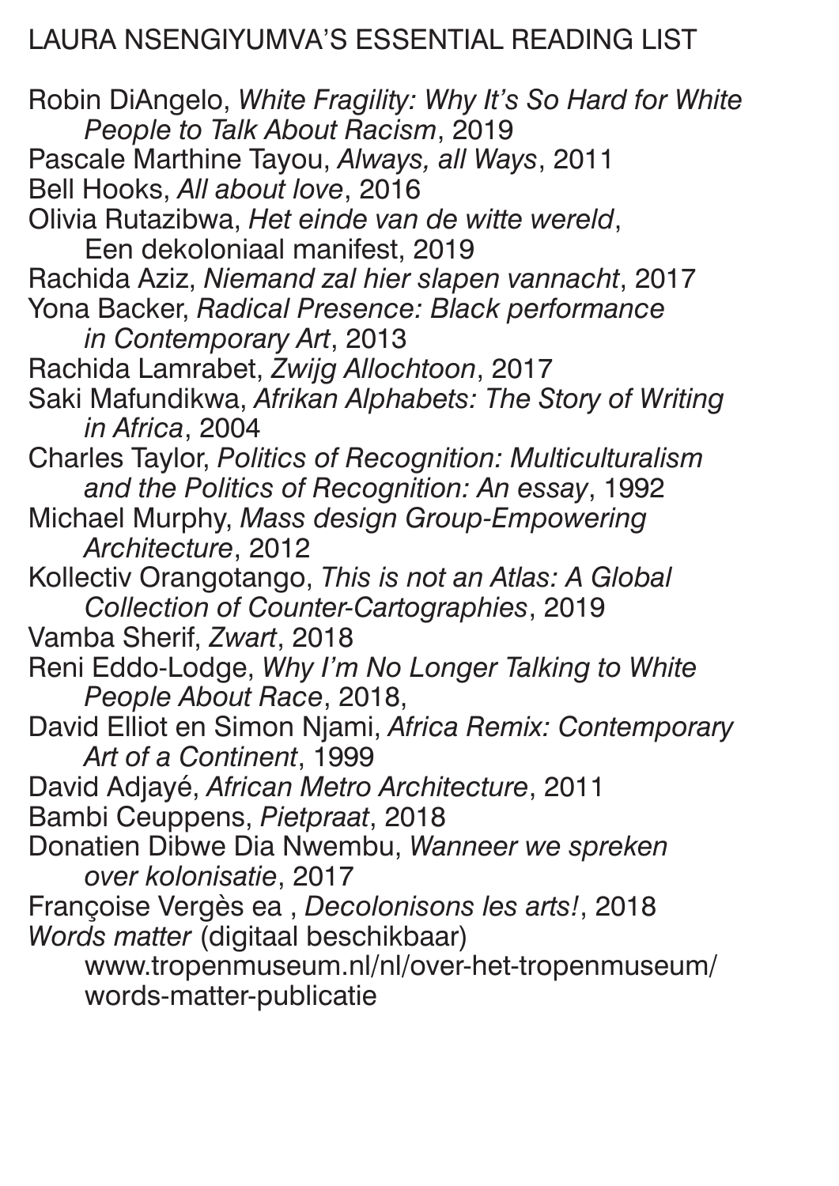# LAURA NSENGIYUMVA'S ESSENTIAL READING LIST

Robin DiAngelo, *White Fragility: Why It's So Hard for White People to Talk About Racism*, 2019
Pascale Marthine Tayou, *Always, all Ways*, 2011
Bell Hooks, *All about love*, 2016
Olivia Rutazibwa, *Het einde van de witte wereld*, Een dekoloniaal manifest, 2019
Rachida Aziz, *Niemand zal hier slapen vannacht*, 2017
Yona Backer, *Radical Presence: Black performance in Contemporary Art*, 2013
Rachida Lamrabet, *Zwijg Allochtoon*, 2017
Saki Mafundikwa, *Afrikan Alphabets: The Story of Writing in Africa*, 2004
Charles Taylor, *Politics of Recognition: Multiculturalism and the Politics of Recognition: An essay*, 1992
Michael Murphy, *Mass design Group-Empowering Architecture*, 2012
Kollectiv Orangotango, *This is not an Atlas: A Global Collection of Counter-Cartographies*, 2019
Vamba Sherif, *Zwart*, 2018
Reni Eddo-Lodge, *Why I'm No Longer Talking to White People About Race*, 2018,
David Elliot en Simon Njami, *Africa Remix: Contemporary Art of a Continent*, 1999
David Adjayé, *African Metro Architecture*, 2011
Bambi Ceuppens, *Pietpraat*, 2018
Donatien Dibwe Dia Nwembu, *Wanneer we spreken over kolonisatie*, 2017
Françoise Vergès ea , *Decolonisons les arts!*, 2018
*Words matter* (digitaal beschikbaar) www.tropenmuseum.nl/nl/over-het-tropenmuseum/words-matter-publicatie